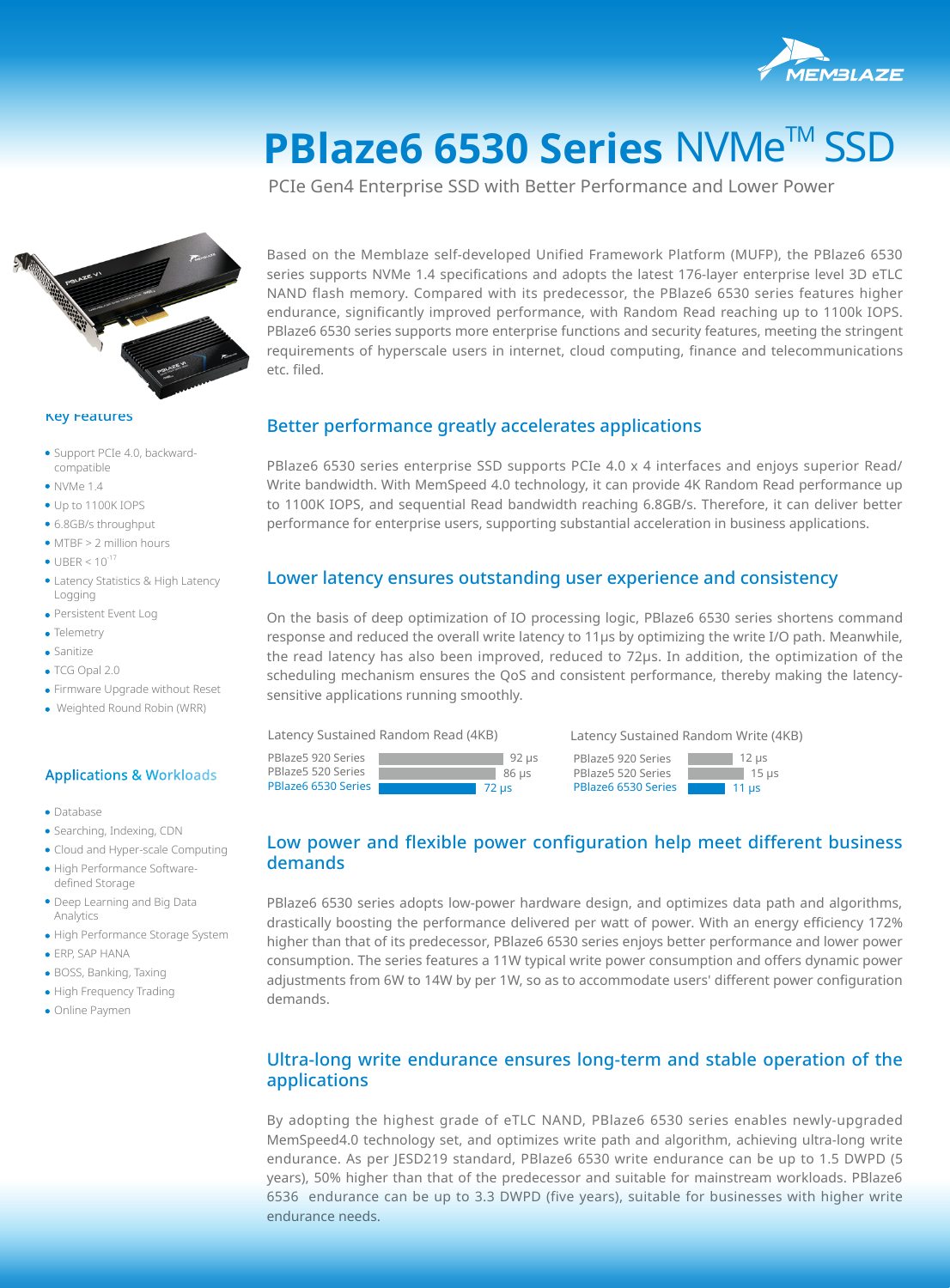# PBlaze6 6530 Series NVMe™ SSD

PCIe Gen4 Enterprise SSD with Better Performance and Lower Power

Based on the Memblaze self-developed Unified Framework Platform (MUFP), the PBlaze6 6530 series supports NVMe 1.4 specifications and adopts the latest 176-layer enterprise level 3D eTLC NAND flash memory. Compared with its predecessor, the PBlaze6 6530 series features higher endurance, significantly improved performance, with Random Read reaching up to 1100k IOPS. PBlaze6 6530 series supports more enterprise functions and security features, meeting the stringent requirements of hyperscale users in internet, cloud computing, finance and telecommunications etc. filed.

### Key Features

- Support PCIe 4.0, backward-compatible
- NVMe 1.4
- Up to 1100K IOPS
- 6.8GB/s throughput
- MTBF > 2 million hours
- UBER < $10^{-17}$
- Latency Statistics & High Latency Logging
- Persistent Event Log
- Telemetry
- Sanitize
- TCG Opal 2.0
- Firmware Upgrade without Reset
- Weighted Round Robin (WRR)

### Applications & Workloads

- Database
- Searching, Indexing, CDN
- Cloud and Hyper-scale Computing
- High Performance Software-defined Storage
- Deep Learning and Big Data Analytics
- High Performance Storage System
- ERP, SAP HANA
- BOSS, Banking, Taxing
- High Frequency Trading
- Online Paymen

## Better performance greatly accelerates applications

PBlaze6 6530 series enterprise SSD supports PCIe 4.0 x 4 interfaces and enjoys superior Read/Write bandwidth. With MemSpeed 4.0 technology, it can provide 4K Random Read performance up to 1100K IOPS, and sequential Read bandwidth reaching 6.8GB/s. Therefore, it can deliver better performance for enterprise users, supporting substantial acceleration in business applications.

## Lower latency ensures outstanding user experience and consistency

On the basis of deep optimization of IO processing logic, PBlaze6 6530 series shortens command response and reduced the overall write latency to 11μs by optimizing the write I/O path. Meanwhile, the read latency has also been improved, reduced to 72μs. In addition, the optimization of the scheduling mechanism ensures the QoS and consistent performance, thereby making the latency-sensitive applications running smoothly.

Latency Sustained Random Read (4KB)

| Series | Latency |
|---|---|
| PBlaze5 920 Series | 92 μs |
| PBlaze5 520 Series | 86 μs |
| PBlaze6 6530 Series | 72 μs |

Latency Sustained Random Write (4KB)

| Series | Latency |
|---|---|
| PBlaze5 920 Series | 12 μs |
| PBlaze5 520 Series | 15 μs |
| PBlaze6 6530 Series | 11 μs |

## Low power and flexible power configuration help meet different business demands

PBlaze6 6530 series adopts low-power hardware design, and optimizes data path and algorithms, drastically boosting the performance delivered per watt of power. With an energy efficiency 172% higher than that of its predecessor, PBlaze6 6530 series enjoys better performance and lower power consumption. The series features a 11W typical write power consumption and offers dynamic power adjustments from 6W to 14W by per 1W, so as to accommodate users' different power configuration demands.

## Ultra-long write endurance ensures long-term and stable operation of the applications

By adopting the highest grade of eTLC NAND, PBlaze6 6530 series enables newly-upgraded MemSpeed4.0 technology set, and optimizes write path and algorithm, achieving ultra-long write endurance. As per JESD219 standard, PBlaze6 6530 write endurance can be up to 1.5 DWPD (5 years), 50% higher than that of the predecessor and suitable for mainstream workloads. PBlaze6 6536 endurance can be up to 3.3 DWPD (five years), suitable for businesses with higher write endurance needs.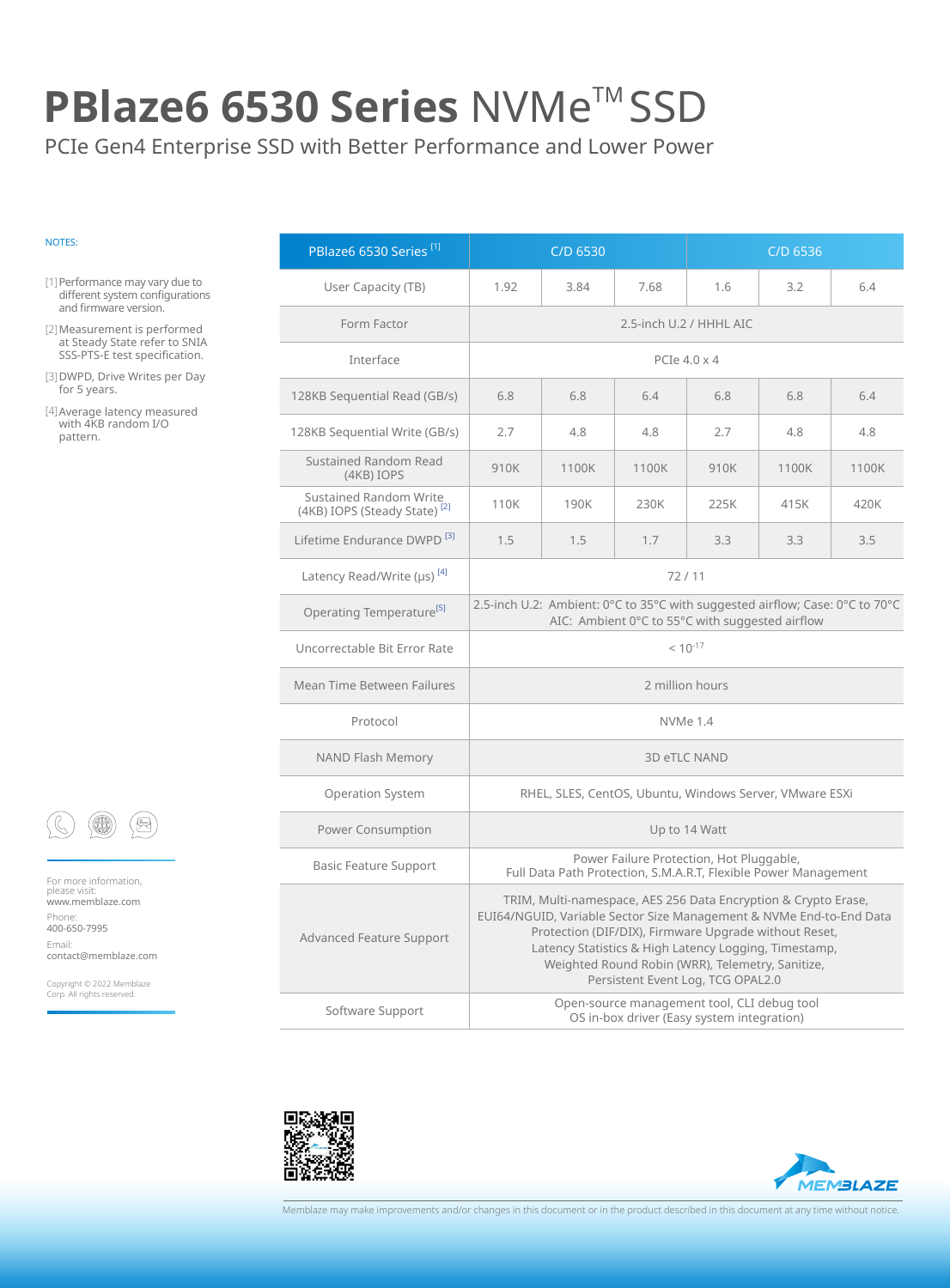# PBlaze6 6530 Series NVMe™ SSD

PCIe Gen4 Enterprise SSD with Better Performance and Lower Power

NOTES:

[1] Performance may vary due to different system configurations and firmware version.

[2] Measurement is performed at Steady State refer to SNIA SSS-PTS-E test specification.

[3] DWPD, Drive Writes per Day for 5 years.

[4] Average latency measured with 4KB random I/O pattern.

| PBlaze6 6530 Series [1] | C/D 6530 | | | C/D 6536 | | |
|---|---|---|---|---|---|---|
| User Capacity (TB) | 1.92 | 3.84 | 7.68 | 1.6 | 3.2 | 6.4 |
| Form Factor | 2.5-inch U.2 / HHHL AIC | | | | | |
| Interface | PCIe 4.0 x 4 | | | | | |
| 128KB Sequential Read (GB/s) | 6.8 | 6.8 | 6.4 | 6.8 | 6.8 | 6.4 |
| 128KB Sequential Write (GB/s) | 2.7 | 4.8 | 4.8 | 2.7 | 4.8 | 4.8 |
| Sustained Random Read (4KB) IOPS | 910K | 1100K | 1100K | 910K | 1100K | 1100K |
| Sustained Random Write (4KB) IOPS (Steady State) [2] | 110K | 190K | 230K | 225K | 415K | 420K |
| Lifetime Endurance DWPD [3] | 1.5 | 1.5 | 1.7 | 3.3 | 3.3 | 3.5 |
| Latency Read/Write (μs) [4] | 72 / 11 | | | | | |
| Operating Temperature[5] | 2.5-inch U.2: Ambient: 0°C to 35°C with suggested airflow; Case: 0°C to 70°C AIC: Ambient 0°C to 55°C with suggested airflow | | | | | |
| Uncorrectable Bit Error Rate | < $10^{-17}$ | | | | | |
| Mean Time Between Failures | 2 million hours | | | | | |
| Protocol | NVMe 1.4 | | | | | |
| NAND Flash Memory | 3D eTLC NAND | | | | | |
| Operation System | RHEL, SLES, CentOS, Ubuntu, Windows Server, VMware ESXi | | | | | |
| Power Consumption | Up to 14 Watt | | | | | |
| Basic Feature Support | Power Failure Protection, Hot Pluggable, Full Data Path Protection, S.M.A.R.T, Flexible Power Management | | | | | |
| Advanced Feature Support | TRIM, Multi-namespace, AES 256 Data Encryption & Crypto Erase, EUI64/NGUID, Variable Sector Size Management & NVMe End-to-End Data Protection (DIF/DIX), Firmware Upgrade without Reset, Latency Statistics & High Latency Logging, Timestamp, Weighted Round Robin (WRR), Telemetry, Sanitize, Persistent Event Log, TCG OPAL2.0 | | | | | |
| Software Support | Open-source management tool, CLI debug tool OS in-box driver (Easy system integration) | | | | | |

For more information, please visit:
www.memblaze.com

Phone:
400-650-7995

Email:
contact@memblaze.com

Copyright © 2022 Memblaze Corp. All rights reserved.

MEMBLAZE

Memblaze may make improvements and/or changes in this document or in the product described in this document at any time without notice.